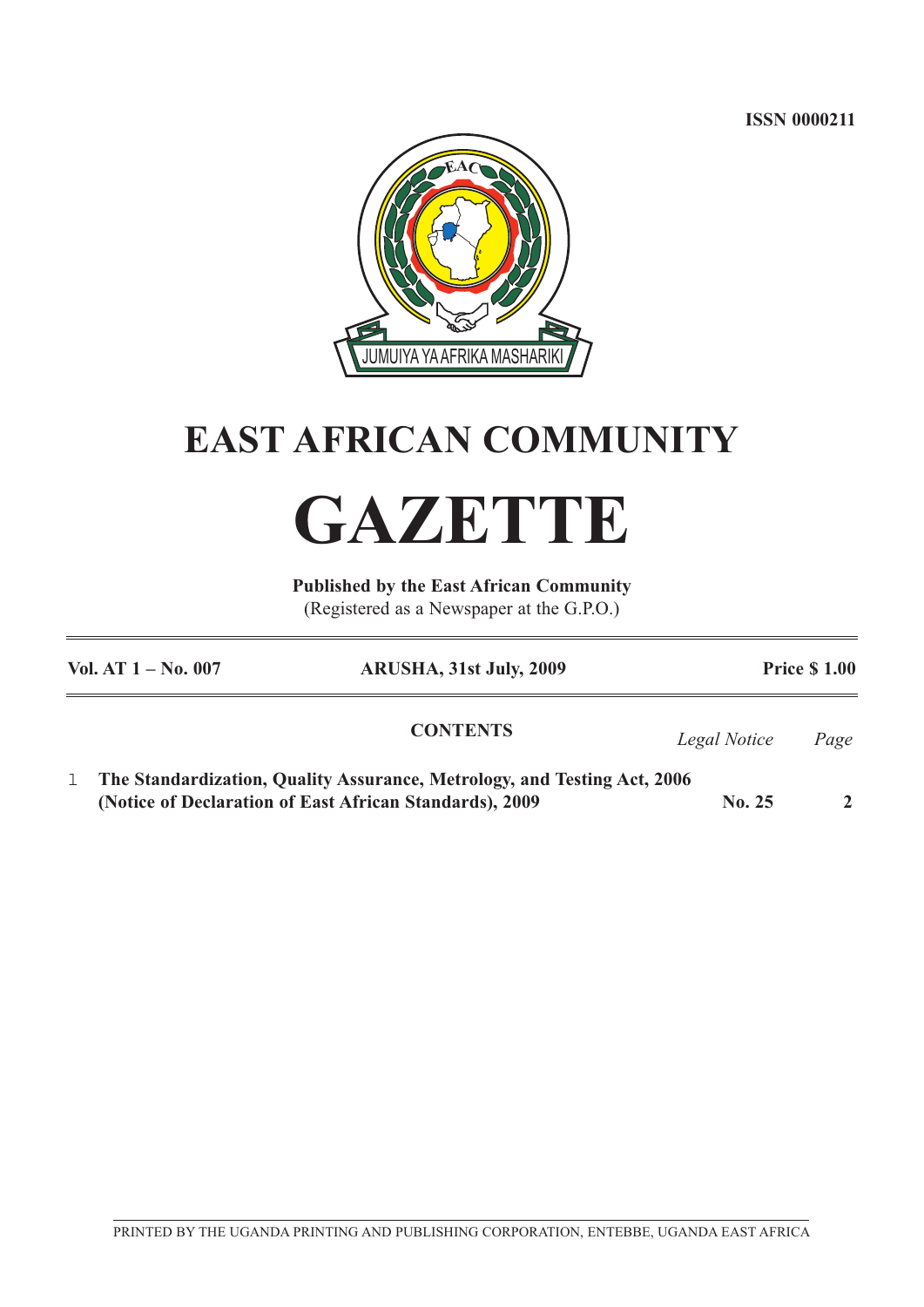ISSN 0000211

JUMUIYA YA AFRIKA MASHARIKI

# EAST AFRICAN COMMUNITY

# GAZETTE

**Published by the East African Community**
(Registered as a Newspaper at the G.P.O.)

**Vol. AT 1 – No. 007** **ARUSHA, 31st July, 2009** **Price $ 1.00**

| | CONTENTS | *Legal Notice* | *Page* |
|---|---|---|---|
| 1 | **The Standardization, Quality Assurance, Metrology, and Testing Act, 2006 (Notice of Declaration of East African Standards), 2009** | **No. 25** | **2** |

PRINTED BY THE UGANDA PRINTING AND PUBLISHING CORPORATION, ENTEBBE, UGANDA EAST AFRICA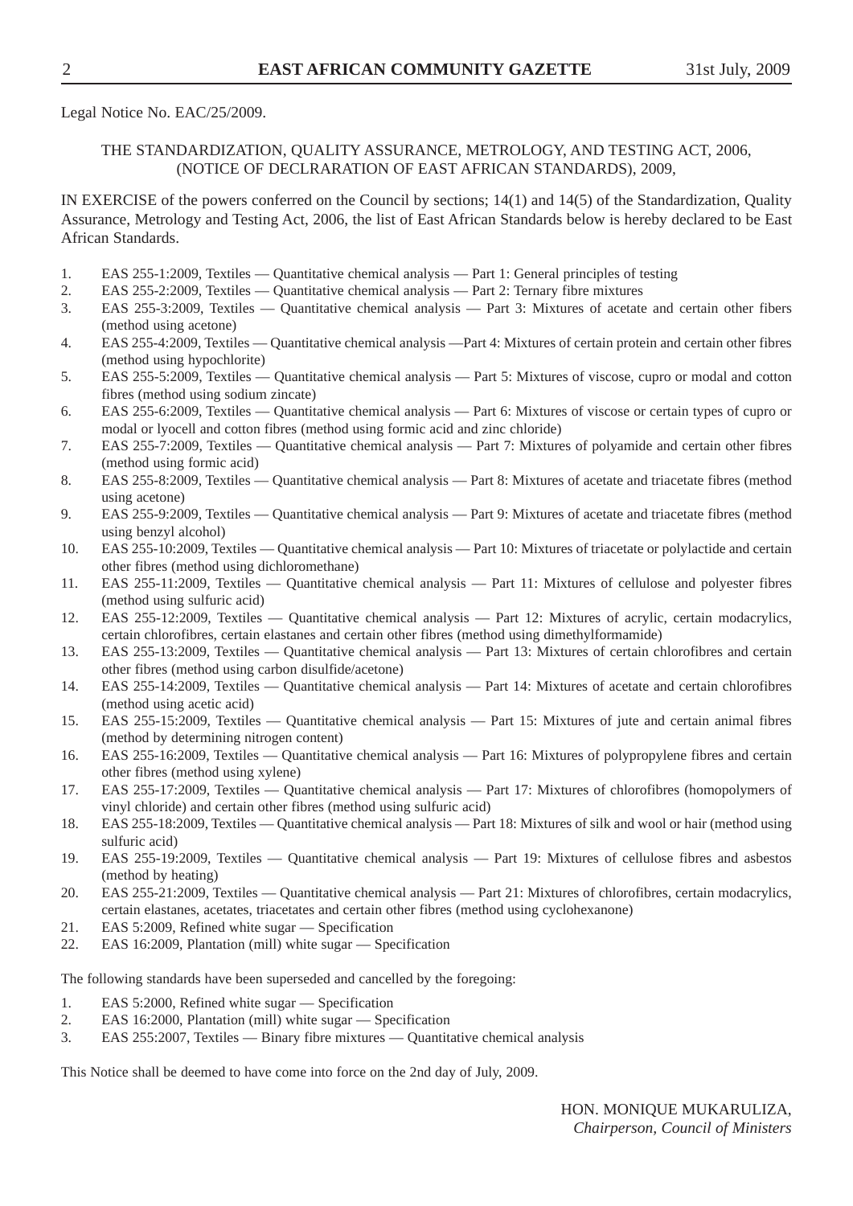Legal Notice No. EAC/25/2009.

THE STANDARDIZATION, QUALITY ASSURANCE, METROLOGY, AND TESTING ACT, 2006, (NOTICE OF DECLRARATION OF EAST AFRICAN STANDARDS), 2009,

IN EXERCISE of the powers conferred on the Council by sections; 14(1) and 14(5) of the Standardization, Quality Assurance, Metrology and Testing Act, 2006, the list of East African Standards below is hereby declared to be East African Standards.

1. EAS 255-1:2009, Textiles — Quantitative chemical analysis — Part 1: General principles of testing
2. EAS 255-2:2009, Textiles — Quantitative chemical analysis — Part 2: Ternary fibre mixtures
3. EAS 255-3:2009, Textiles — Quantitative chemical analysis — Part 3: Mixtures of acetate and certain other fibers (method using acetone)
4. EAS 255-4:2009, Textiles — Quantitative chemical analysis —Part 4: Mixtures of certain protein and certain other fibres (method using hypochlorite)
5. EAS 255-5:2009, Textiles — Quantitative chemical analysis — Part 5: Mixtures of viscose, cupro or modal and cotton fibres (method using sodium zincate)
6. EAS 255-6:2009, Textiles — Quantitative chemical analysis — Part 6: Mixtures of viscose or certain types of cupro or modal or lyocell and cotton fibres (method using formic acid and zinc chloride)
7. EAS 255-7:2009, Textiles — Quantitative chemical analysis — Part 7: Mixtures of polyamide and certain other fibres (method using formic acid)
8. EAS 255-8:2009, Textiles — Quantitative chemical analysis — Part 8: Mixtures of acetate and triacetate fibres (method using acetone)
9. EAS 255-9:2009, Textiles — Quantitative chemical analysis — Part 9: Mixtures of acetate and triacetate fibres (method using benzyl alcohol)
10. EAS 255-10:2009, Textiles — Quantitative chemical analysis — Part 10: Mixtures of triacetate or polylactide and certain other fibres (method using dichloromethane)
11. EAS 255-11:2009, Textiles — Quantitative chemical analysis — Part 11: Mixtures of cellulose and polyester fibres (method using sulfuric acid)
12. EAS 255-12:2009, Textiles — Quantitative chemical analysis — Part 12: Mixtures of acrylic, certain modacrylics, certain chlorofibres, certain elastanes and certain other fibres (method using dimethylformamide)
13. EAS 255-13:2009, Textiles — Quantitative chemical analysis — Part 13: Mixtures of certain chlorofibres and certain other fibres (method using carbon disulfide/acetone)
14. EAS 255-14:2009, Textiles — Quantitative chemical analysis — Part 14: Mixtures of acetate and certain chlorofibres (method using acetic acid)
15. EAS 255-15:2009, Textiles — Quantitative chemical analysis — Part 15: Mixtures of jute and certain animal fibres (method by determining nitrogen content)
16. EAS 255-16:2009, Textiles — Quantitative chemical analysis — Part 16: Mixtures of polypropylene fibres and certain other fibres (method using xylene)
17. EAS 255-17:2009, Textiles — Quantitative chemical analysis — Part 17: Mixtures of chlorofibres (homopolymers of vinyl chloride) and certain other fibres (method using sulfuric acid)
18. EAS 255-18:2009, Textiles — Quantitative chemical analysis — Part 18: Mixtures of silk and wool or hair (method using sulfuric acid)
19. EAS 255-19:2009, Textiles — Quantitative chemical analysis — Part 19: Mixtures of cellulose fibres and asbestos (method by heating)
20. EAS 255-21:2009, Textiles — Quantitative chemical analysis — Part 21: Mixtures of chlorofibres, certain modacrylics, certain elastanes, acetates, triacetates and certain other fibres (method using cyclohexanone)
21. EAS 5:2009, Refined white sugar — Specification
22. EAS 16:2009, Plantation (mill) white sugar — Specification

The following standards have been superseded and cancelled by the foregoing:

1. EAS 5:2000, Refined white sugar — Specification
2. EAS 16:2000, Plantation (mill) white sugar — Specification
3. EAS 255:2007, Textiles — Binary fibre mixtures — Quantitative chemical analysis

This Notice shall be deemed to have come into force on the 2nd day of July, 2009.

HON. MONIQUE MUKARULIZA,
*Chairperson, Council of Ministers*